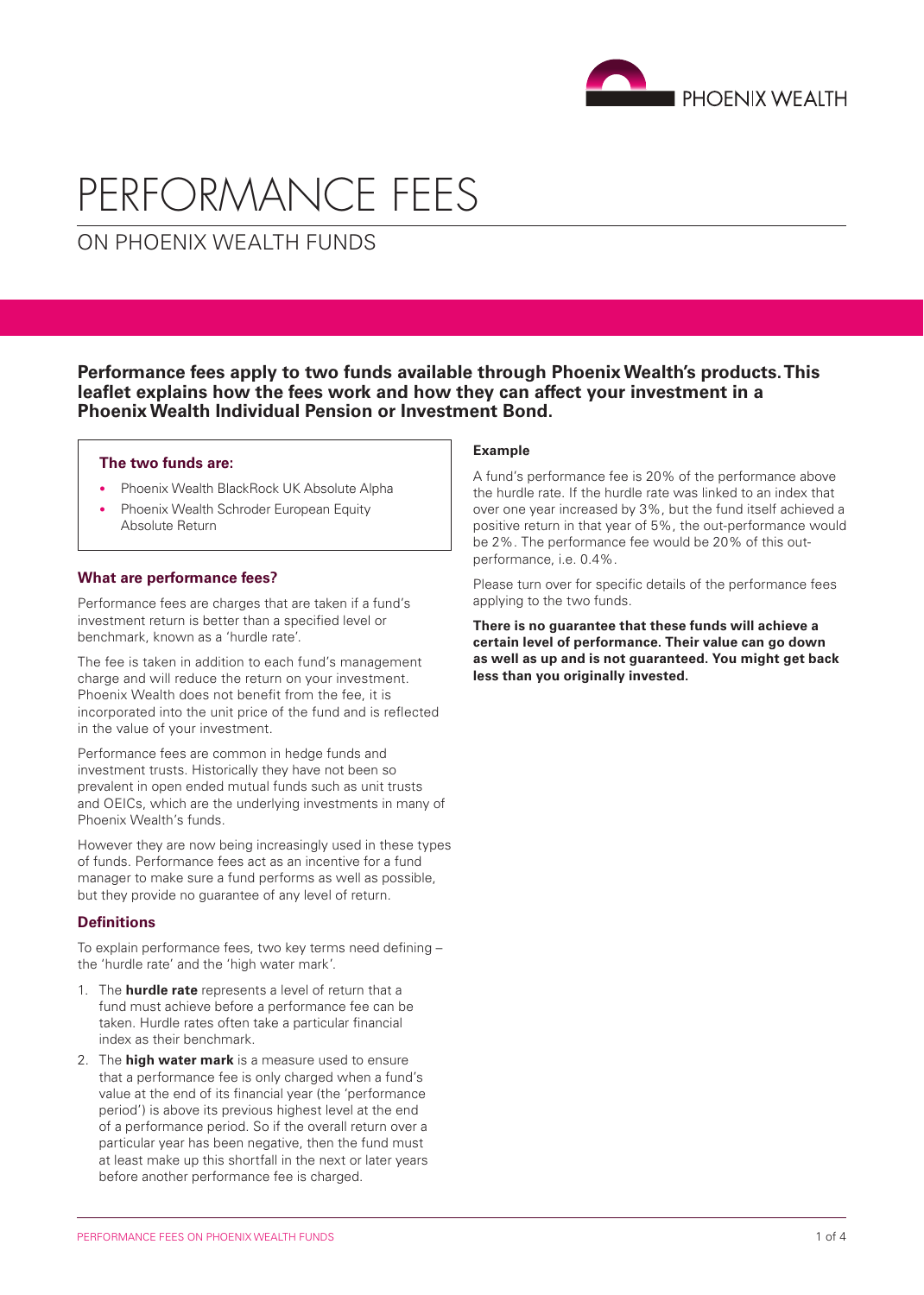# PERFORMANCE FEES

## ON PHOENIX WEALTH FUNDS

**Performance fees apply to two funds available through Phoenix Wealth's products. This leaflet explains how the fees work and how they can affect your investment in a Phoenix Wealth Individual Pension or Investment Bond.**

### The two funds are:

- Phoenix Wealth BlackRock UK Absolute Alpha
- Phoenix Wealth Schroder European Equity Absolute Return

### What are performance fees?

Performance fees are charges that are taken if a fund's investment return is better than a specified level or benchmark, known as a 'hurdle rate'.

The fee is taken in addition to each fund's management charge and will reduce the return on your investment. Phoenix Wealth does not benefit from the fee, it is incorporated into the unit price of the fund and is reflected in the value of your investment.

Performance fees are common in hedge funds and investment trusts. Historically they have not been so prevalent in open ended mutual funds such as unit trusts and OEICs, which are the underlying investments in many of Phoenix Wealth's funds.

However they are now being increasingly used in these types of funds. Performance fees act as an incentive for a fund manager to make sure a fund performs as well as possible, but they provide no guarantee of any level of return.

### Definitions

To explain performance fees, two key terms need defining – the 'hurdle rate' and the 'high water mark'.

1. The **hurdle rate** represents a level of return that a fund must achieve before a performance fee can be taken. Hurdle rates often take a particular financial index as their benchmark.
2. The **high water mark** is a measure used to ensure that a performance fee is only charged when a fund's value at the end of its financial year (the 'performance period') is above its previous highest level at the end of a performance period. So if the overall return over a particular year has been negative, then the fund must at least make up this shortfall in the next or later years before another performance fee is charged.

**Example**

A fund's performance fee is 20% of the performance above the hurdle rate. If the hurdle rate was linked to an index that over one year increased by 3%, but the fund itself achieved a positive return in that year of 5%, the out-performance would be 2%. The performance fee would be 20% of this out-performance, i.e. 0.4%.

Please turn over for specific details of the performance fees applying to the two funds.

**There is no guarantee that these funds will achieve a certain level of performance. Their value can go down as well as up and is not guaranteed. You might get back less than you originally invested.**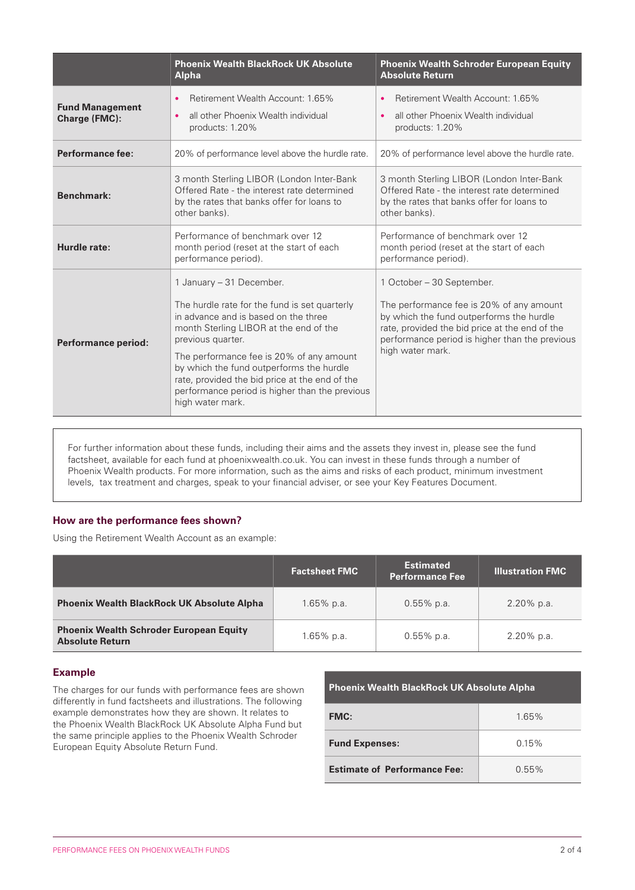| | Phoenix Wealth BlackRock UK Absolute Alpha | Phoenix Wealth Schroder European Equity Absolute Return |
|---|---|---|
| **Fund Management Charge (FMC):** | • Retirement Wealth Account: 1.65%<br>• all other Phoenix Wealth individual products: 1.20% | • Retirement Wealth Account: 1.65%<br>• all other Phoenix Wealth individual products: 1.20% |
| **Performance fee:** | 20% of performance level above the hurdle rate. | 20% of performance level above the hurdle rate. |
| **Benchmark:** | 3 month Sterling LIBOR (London Inter-Bank Offered Rate - the interest rate determined by the rates that banks offer for loans to other banks). | 3 month Sterling LIBOR (London Inter-Bank Offered Rate - the interest rate determined by the rates that banks offer for loans to other banks). |
| **Hurdle rate:** | Performance of benchmark over 12 month period (reset at the start of each performance period). | Performance of benchmark over 12 month period (reset at the start of each performance period). |
| **Performance period:** | 1 January – 31 December.<br><br>The hurdle rate for the fund is set quarterly in advance and is based on the three month Sterling LIBOR at the end of the previous quarter.<br><br>The performance fee is 20% of any amount by which the fund outperforms the hurdle rate, provided the bid price at the end of the performance period is higher than the previous high water mark. | 1 October – 30 September.<br><br>The performance fee is 20% of any amount by which the fund outperforms the hurdle rate, provided the bid price at the end of the performance period is higher than the previous high water mark. |

For further information about these funds, including their aims and the assets they invest in, please see the fund factsheet, available for each fund at phoenixwealth.co.uk. You can invest in these funds through a number of Phoenix Wealth products. For more information, such as the aims and risks of each product, minimum investment levels, tax treatment and charges, speak to your financial adviser, or see your Key Features Document.

## How are the performance fees shown?

Using the Retirement Wealth Account as an example:

| | Factsheet FMC | Estimated Performance Fee | Illustration FMC |
|---|---|---|---|
| **Phoenix Wealth BlackRock UK Absolute Alpha** | 1.65% p.a. | 0.55% p.a. | 2.20% p.a. |
| **Phoenix Wealth Schroder European Equity Absolute Return** | 1.65% p.a. | 0.55% p.a. | 2.20% p.a. |

## Example

The charges for our funds with performance fees are shown differently in fund factsheets and illustrations. The following example demonstrates how they are shown. It relates to the Phoenix Wealth BlackRock UK Absolute Alpha Fund but the same principle applies to the Phoenix Wealth Schroder European Equity Absolute Return Fund.

| Phoenix Wealth BlackRock UK Absolute Alpha | |
|---|---|
| **FMC:** | 1.65% |
| **Fund Expenses:** | 0.15% |
| **Estimate of Performance Fee:** | 0.55% |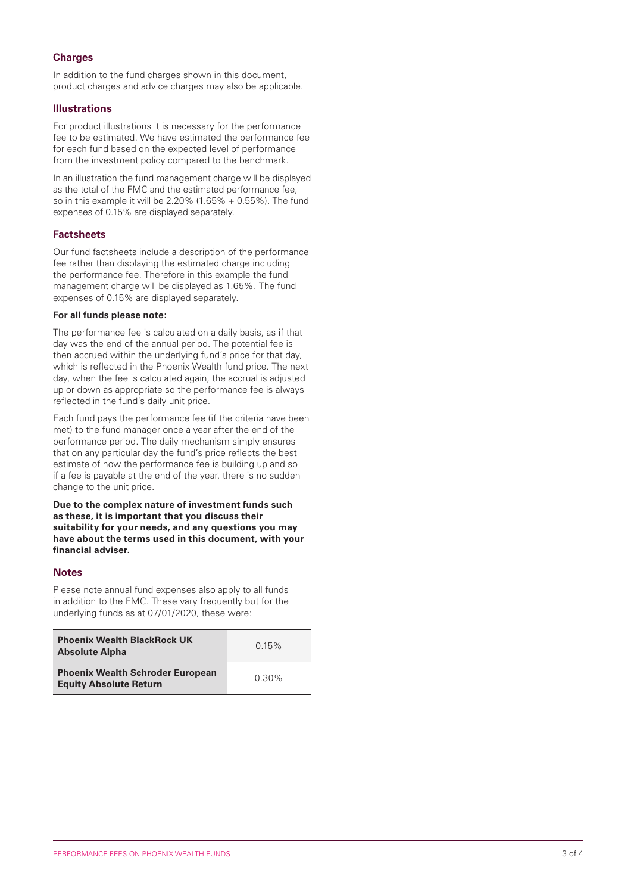## Charges

In addition to the fund charges shown in this document, product charges and advice charges may also be applicable.

## Illustrations

For product illustrations it is necessary for the performance fee to be estimated. We have estimated the performance fee for each fund based on the expected level of performance from the investment policy compared to the benchmark.

In an illustration the fund management charge will be displayed as the total of the FMC and the estimated performance fee, so in this example it will be 2.20% (1.65% + 0.55%). The fund expenses of 0.15% are displayed separately.

## Factsheets

Our fund factsheets include a description of the performance fee rather than displaying the estimated charge including the performance fee. Therefore in this example the fund management charge will be displayed as 1.65%. The fund expenses of 0.15% are displayed separately.

**For all funds please note:**

The performance fee is calculated on a daily basis, as if that day was the end of the annual period. The potential fee is then accrued within the underlying fund's price for that day, which is reflected in the Phoenix Wealth fund price. The next day, when the fee is calculated again, the accrual is adjusted up or down as appropriate so the performance fee is always reflected in the fund's daily unit price.

Each fund pays the performance fee (if the criteria have been met) to the fund manager once a year after the end of the performance period. The daily mechanism simply ensures that on any particular day the fund's price reflects the best estimate of how the performance fee is building up and so if a fee is payable at the end of the year, there is no sudden change to the unit price.

**Due to the complex nature of investment funds such as these, it is important that you discuss their suitability for your needs, and any questions you may have about the terms used in this document, with your financial adviser.**

## Notes

Please note annual fund expenses also apply to all funds in addition to the FMC. These vary frequently but for the underlying funds as at 07/01/2020, these were:

| Fund | Expenses |
|---|---|
| **Phoenix Wealth BlackRock UK Absolute Alpha** | 0.15% |
| **Phoenix Wealth Schroder European Equity Absolute Return** | 0.30% |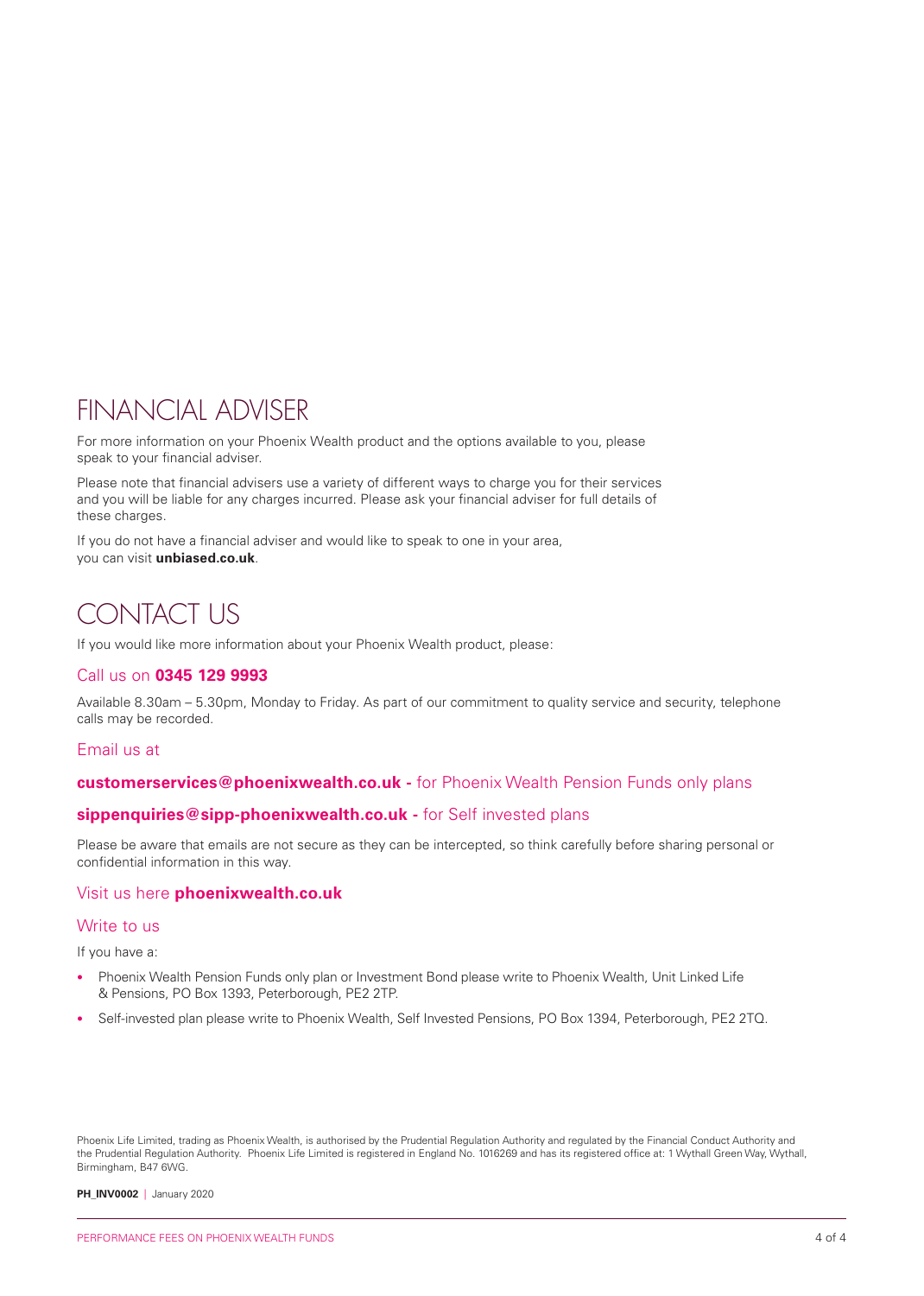# FINANCIAL ADVISER

For more information on your Phoenix Wealth product and the options available to you, please speak to your financial adviser.

Please note that financial advisers use a variety of different ways to charge you for their services and you will be liable for any charges incurred. Please ask your financial adviser for full details of these charges.

If you do not have a financial adviser and would like to speak to one in your area, you can visit **unbiased.co.uk**.

# CONTACT US

If you would like more information about your Phoenix Wealth product, please:

### Call us on **0345 129 9993**

Available 8.30am – 5.30pm, Monday to Friday. As part of our commitment to quality service and security, telephone calls may be recorded.

### Email us at

**customerservices@phoenixwealth.co.uk -** for Phoenix Wealth Pension Funds only plans

**sippenquiries@sipp-phoenixwealth.co.uk -** for Self invested plans

Please be aware that emails are not secure as they can be intercepted, so think carefully before sharing personal or confidential information in this way.

### Visit us here **phoenixwealth.co.uk**

### Write to us

If you have a:

- Phoenix Wealth Pension Funds only plan or Investment Bond please write to Phoenix Wealth, Unit Linked Life & Pensions, PO Box 1393, Peterborough, PE2 2TP.
- Self-invested plan please write to Phoenix Wealth, Self Invested Pensions, PO Box 1394, Peterborough, PE2 2TQ.

Phoenix Life Limited, trading as Phoenix Wealth, is authorised by the Prudential Regulation Authority and regulated by the Financial Conduct Authority and the Prudential Regulation Authority. Phoenix Life Limited is registered in England No. 1016269 and has its registered office at: 1 Wythall Green Way, Wythall, Birmingham, B47 6WG.

**PH_INV0002** | January 2020